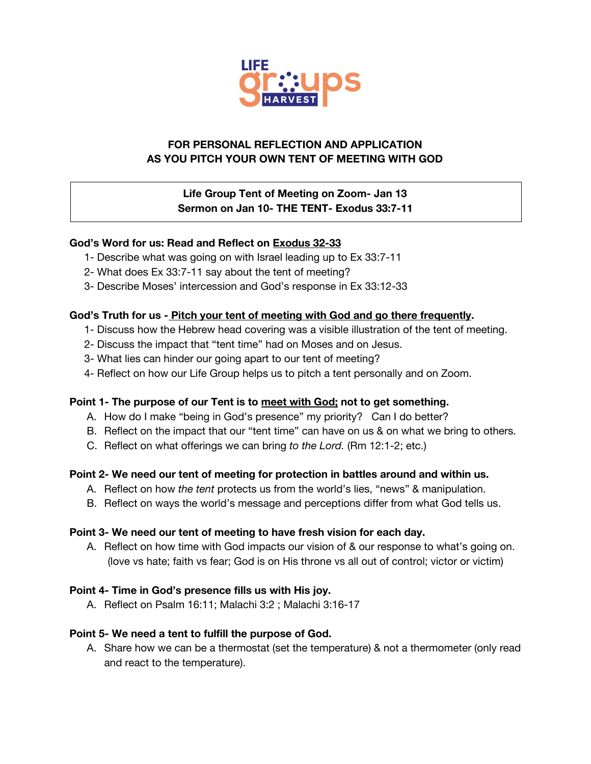LIFE groups HARVEST

**FOR PERSONAL REFLECTION AND APPLICATION**
**AS YOU PITCH YOUR OWN TENT OF MEETING WITH GOD**

**Life Group Tent of Meeting on Zoom- Jan 13**
**Sermon on Jan 10- THE TENT- Exodus 33:7-11**

**God's Word for us: Read and Reflect on Exodus 32-33**

1- Describe what was going on with Israel leading up to Ex 33:7-11
2- What does Ex 33:7-11 say about the tent of meeting?
3- Describe Moses' intercession and God's response in Ex 33:12-33

**God's Truth for us - Pitch your tent of meeting with God and go there frequently.**

1- Discuss how the Hebrew head covering was a visible illustration of the tent of meeting.
2- Discuss the impact that "tent time" had on Moses and on Jesus.
3- What lies can hinder our going apart to our tent of meeting?
4- Reflect on how our Life Group helps us to pitch a tent personally and on Zoom.

**Point 1- The purpose of our Tent is to meet with God; not to get something.**

A. How do I make "being in God's presence" my priority? Can I do better?
B. Reflect on the impact that our "tent time" can have on us & on what we bring to others.
C. Reflect on what offerings we can bring *to the Lord.* (Rm 12:1-2; etc.)

**Point 2- We need our tent of meeting for protection in battles around and within us.**

A. Reflect on how *the tent* protects us from the world's lies, "news" & manipulation.
B. Reflect on ways the world's message and perceptions differ from what God tells us.

**Point 3- We need our tent of meeting to have fresh vision for each day.**

A. Reflect on how time with God impacts our vision of & our response to what's going on. (love vs hate; faith vs fear; God is on His throne vs all out of control; victor or victim)

**Point 4- Time in God's presence fills us with His joy.**

A. Reflect on Psalm 16:11; Malachi 3:2 ; Malachi 3:16-17

**Point 5- We need a tent to fulfill the purpose of God.**

A. Share how we can be a thermostat (set the temperature) & not a thermometer (only read and react to the temperature).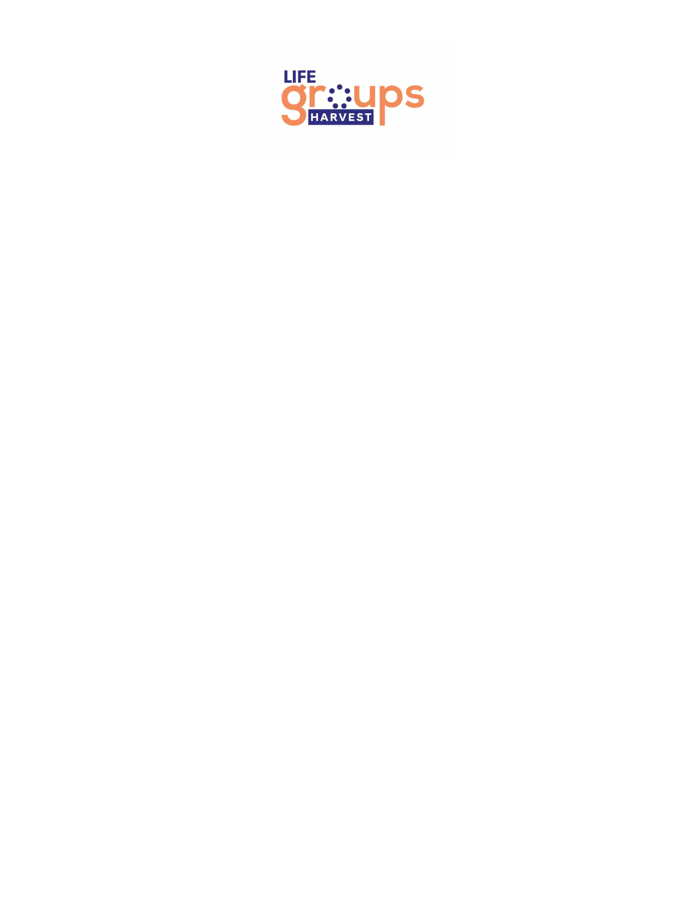LIFE

groups

HARVEST